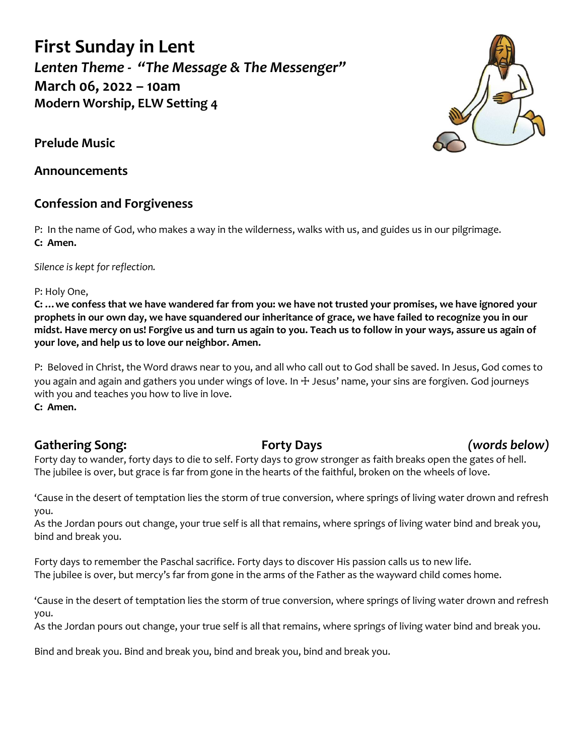# First Sunday in Lent

***Lenten Theme - "The Message & The Messenger"***

**March 06, 2022 – 10am**

**Modern Worship, ELW Setting 4**

## Prelude Music

## Announcements

## Confession and Forgiveness

P: In the name of God, who makes a way in the wilderness, walks with us, and guides us in our pilgrimage.
**C: Amen.**

*Silence is kept for reflection.*

P: Holy One,
**C: …we confess that we have wandered far from you: we have not trusted your promises, we have ignored your prophets in our own day, we have squandered our inheritance of grace, we have failed to recognize you in our midst. Have mercy on us! Forgive us and turn us again to you. Teach us to follow in your ways, assure us again of your love, and help us to love our neighbor. Amen.**

P: Beloved in Christ, the Word draws near to you, and all who call out to God shall be saved. In Jesus, God comes to you again and again and gathers you under wings of love. In ☩ Jesus' name, your sins are forgiven. God journeys with you and teaches you how to live in love.
**C: Amen.**

## Gathering Song: Forty Days *(words below)*

Forty day to wander, forty days to die to self. Forty days to grow stronger as faith breaks open the gates of hell.
The jubilee is over, but grace is far from gone in the hearts of the faithful, broken on the wheels of love.

'Cause in the desert of temptation lies the storm of true conversion, where springs of living water drown and refresh you.
As the Jordan pours out change, your true self is all that remains, where springs of living water bind and break you, bind and break you.

Forty days to remember the Paschal sacrifice. Forty days to discover His passion calls us to new life.
The jubilee is over, but mercy's far from gone in the arms of the Father as the wayward child comes home.

'Cause in the desert of temptation lies the storm of true conversion, where springs of living water drown and refresh you.
As the Jordan pours out change, your true self is all that remains, where springs of living water bind and break you.

Bind and break you. Bind and break you, bind and break you, bind and break you.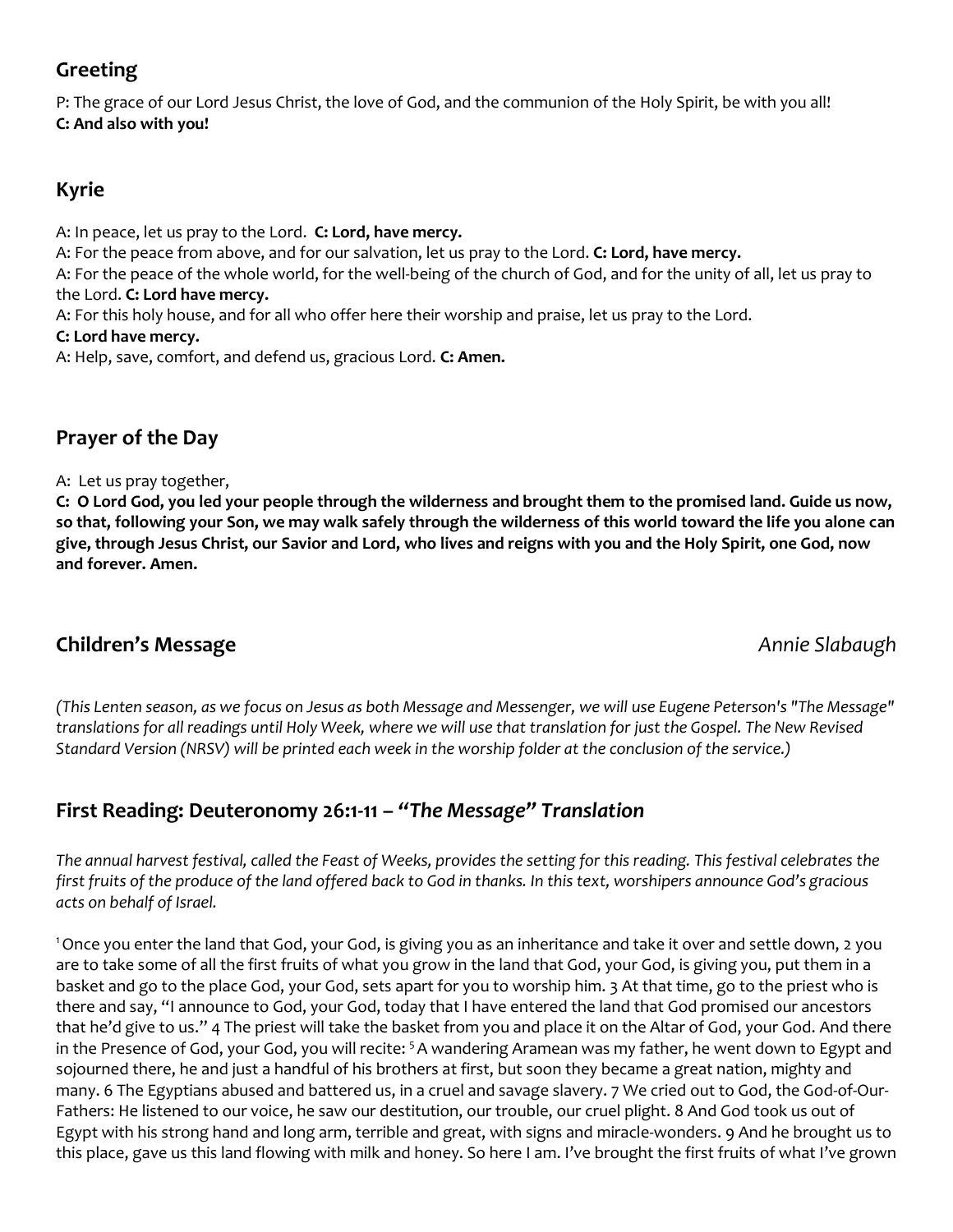## Greeting

P: The grace of our Lord Jesus Christ, the love of God, and the communion of the Holy Spirit, be with you all!
**C: And also with you!**

## Kyrie

A: In peace, let us pray to the Lord. **C: Lord, have mercy.**
A: For the peace from above, and for our salvation, let us pray to the Lord. **C: Lord, have mercy.**
A: For the peace of the whole world, for the well-being of the church of God, and for the unity of all, let us pray to the Lord. **C: Lord have mercy.**
A: For this holy house, and for all who offer here their worship and praise, let us pray to the Lord.
**C: Lord have mercy.**
A: Help, save, comfort, and defend us, gracious Lord. **C: Amen.**

## Prayer of the Day

A: Let us pray together,
**C: O Lord God, you led your people through the wilderness and brought them to the promised land. Guide us now, so that, following your Son, we may walk safely through the wilderness of this world toward the life you alone can give, through Jesus Christ, our Savior and Lord, who lives and reigns with you and the Holy Spirit, one God, now and forever. Amen.**

## Children's Message *Annie Slabaugh*

*(This Lenten season, as we focus on Jesus as both Message and Messenger, we will use Eugene Peterson's "The Message" translations for all readings until Holy Week, where we will use that translation for just the Gospel. The New Revised Standard Version (NRSV) will be printed each week in the worship folder at the conclusion of the service.)*

## First Reading: Deuteronomy 26:1-11 – *"The Message" Translation*

*The annual harvest festival, called the Feast of Weeks, provides the setting for this reading. This festival celebrates the first fruits of the produce of the land offered back to God in thanks. In this text, worshipers announce God's gracious acts on behalf of Israel.*

1 Once you enter the land that God, your God, is giving you as an inheritance and take it over and settle down, 2 you are to take some of all the first fruits of what you grow in the land that God, your God, is giving you, put them in a basket and go to the place God, your God, sets apart for you to worship him. 3 At that time, go to the priest who is there and say, "I announce to God, your God, today that I have entered the land that God promised our ancestors that he'd give to us." 4 The priest will take the basket from you and place it on the Altar of God, your God. And there in the Presence of God, your God, you will recite: 5 A wandering Aramean was my father, he went down to Egypt and sojourned there, he and just a handful of his brothers at first, but soon they became a great nation, mighty and many. 6 The Egyptians abused and battered us, in a cruel and savage slavery. 7 We cried out to God, the God-of-Our-Fathers: He listened to our voice, he saw our destitution, our trouble, our cruel plight. 8 And God took us out of Egypt with his strong hand and long arm, terrible and great, with signs and miracle-wonders. 9 And he brought us to this place, gave us this land flowing with milk and honey. So here I am. I've brought the first fruits of what I've grown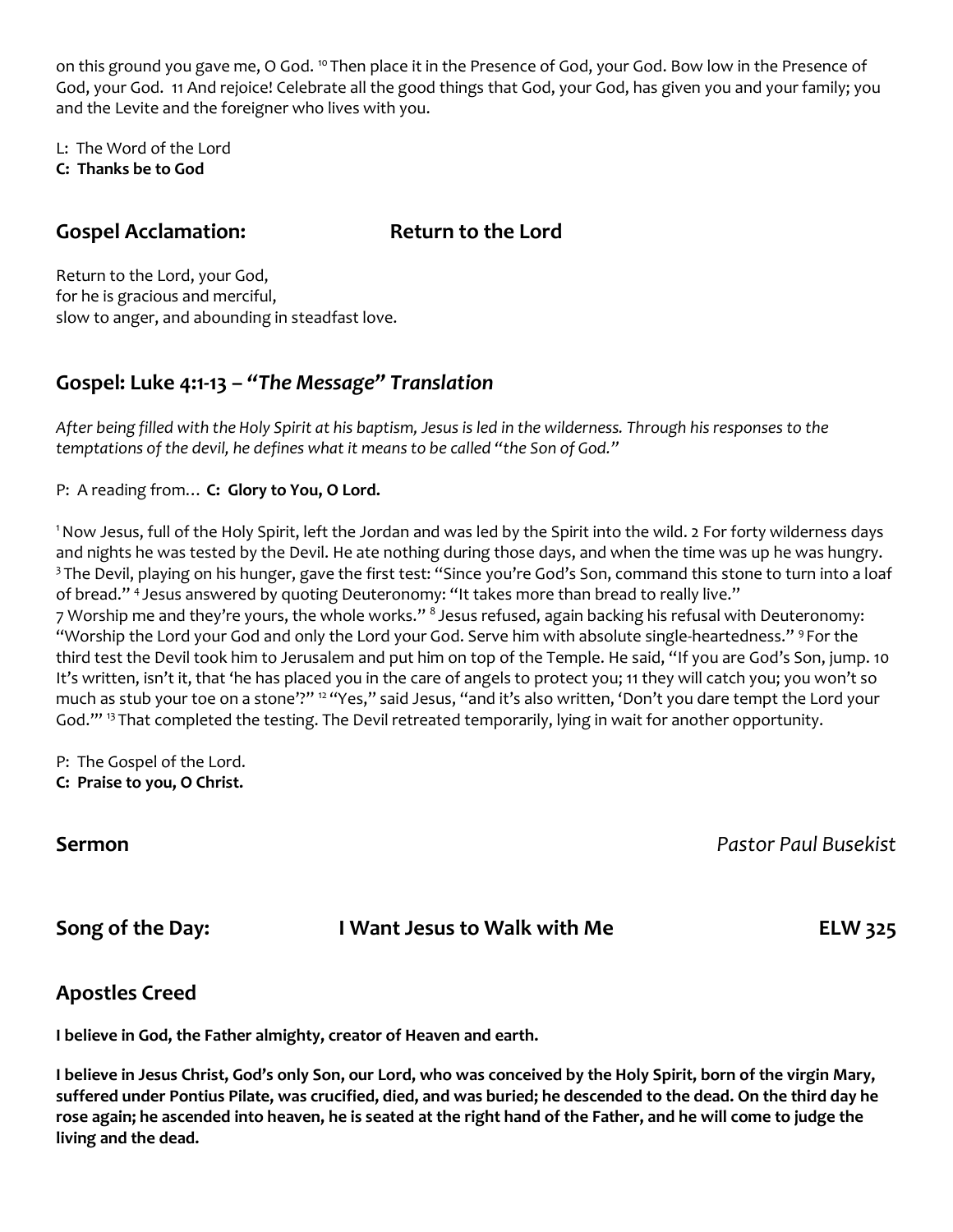on this ground you gave me, O God. [10] Then place it in the Presence of God, your God. Bow low in the Presence of God, your God. 11 And rejoice! Celebrate all the good things that God, your God, has given you and your family; you and the Levite and the foreigner who lives with you.

L: The Word of the Lord
**C: Thanks be to God**

## Gospel Acclamation: Return to the Lord

Return to the Lord, your God,
for he is gracious and merciful,
slow to anger, and abounding in steadfast love.

## Gospel: Luke 4:1-13 – *"The Message" Translation*

*After being filled with the Holy Spirit at his baptism, Jesus is led in the wilderness. Through his responses to the temptations of the devil, he defines what it means to be called "the Son of God."*

P: A reading from… **C: Glory to You, O Lord.**

[1] Now Jesus, full of the Holy Spirit, left the Jordan and was led by the Spirit into the wild. 2 For forty wilderness days and nights he was tested by the Devil. He ate nothing during those days, and when the time was up he was hungry. [3] The Devil, playing on his hunger, gave the first test: "Since you're God's Son, command this stone to turn into a loaf of bread." [4] Jesus answered by quoting Deuteronomy: "It takes more than bread to really live."
7 Worship me and they're yours, the whole works." [8] Jesus refused, again backing his refusal with Deuteronomy: "Worship the Lord your God and only the Lord your God. Serve him with absolute single-heartedness." [9] For the third test the Devil took him to Jerusalem and put him on top of the Temple. He said, "If you are God's Son, jump. 10 It's written, isn't it, that 'he has placed you in the care of angels to protect you; 11 they will catch you; you won't so much as stub your toe on a stone'?" [12] "Yes," said Jesus, "and it's also written, 'Don't you dare tempt the Lord your God.'" [13] That completed the testing. The Devil retreated temporarily, lying in wait for another opportunity.

P: The Gospel of the Lord.
**C: Praise to you, O Christ.**

## Sermon *Pastor Paul Busekist*

## Song of the Day: I Want Jesus to Walk with Me ELW 325

## Apostles Creed

**I believe in God, the Father almighty, creator of Heaven and earth.**

**I believe in Jesus Christ, God's only Son, our Lord, who was conceived by the Holy Spirit, born of the virgin Mary, suffered under Pontius Pilate, was crucified, died, and was buried; he descended to the dead. On the third day he rose again; he ascended into heaven, he is seated at the right hand of the Father, and he will come to judge the living and the dead.**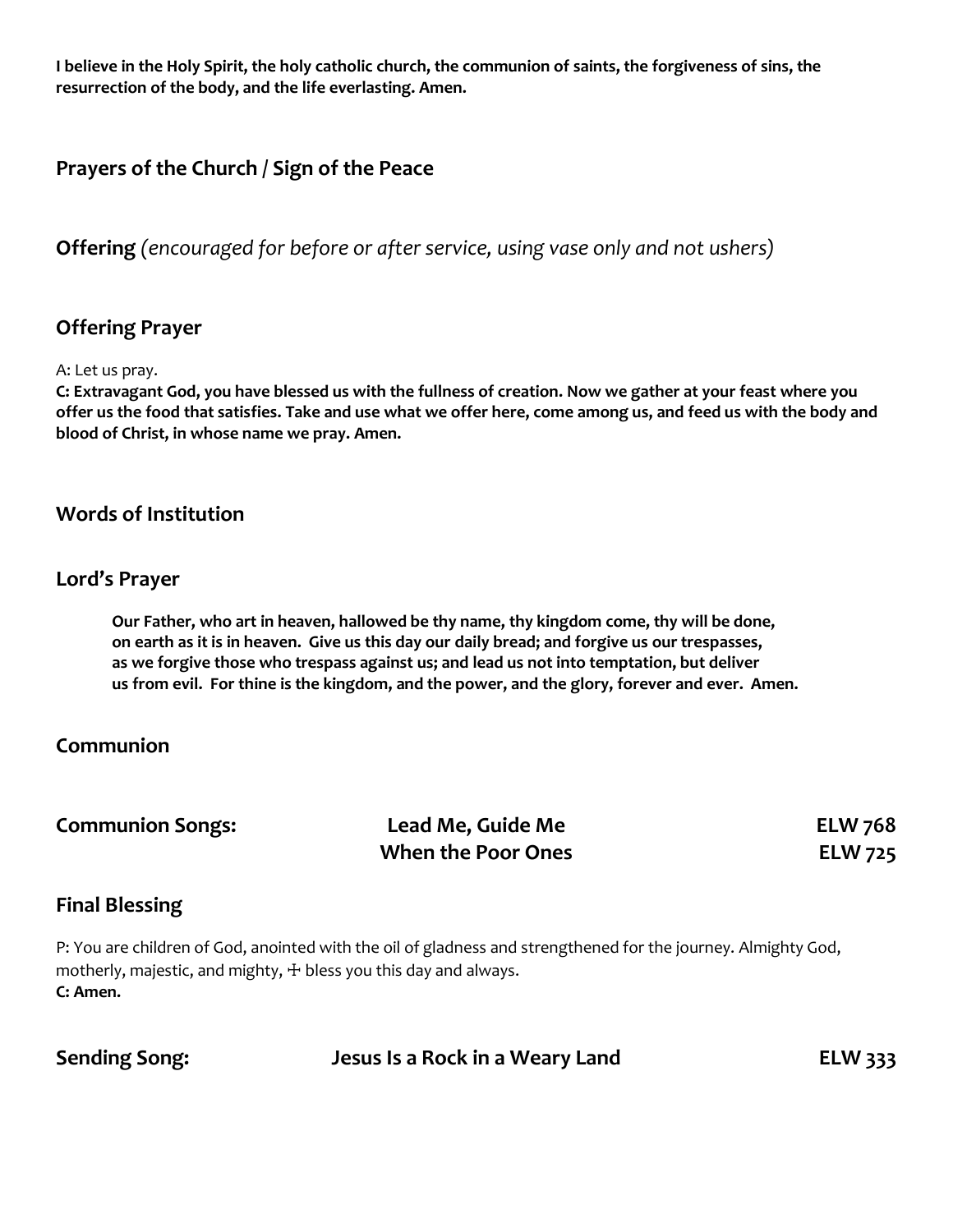**I believe in the Holy Spirit, the holy catholic church, the communion of saints, the forgiveness of sins, the resurrection of the body, and the life everlasting. Amen.**

## Prayers of the Church / Sign of the Peace

## Offering *(encouraged for before or after service, using vase only and not ushers)*

## Offering Prayer

A: Let us pray.

**C: Extravagant God, you have blessed us with the fullness of creation. Now we gather at your feast where you offer us the food that satisfies. Take and use what we offer here, come among us, and feed us with the body and blood of Christ, in whose name we pray. Amen.**

## Words of Institution

## Lord's Prayer

> **Our Father, who art in heaven, hallowed be thy name, thy kingdom come, thy will be done, on earth as it is in heaven. Give us this day our daily bread; and forgive us our trespasses, as we forgive those who trespass against us; and lead us not into temptation, but deliver us from evil. For thine is the kingdom, and the power, and the glory, forever and ever. Amen.**

## Communion

| **Communion Songs:** | **Lead Me, Guide Me** | **ELW 768** |
|---|---|---|
| | **When the Poor Ones** | **ELW 725** |

## Final Blessing

P: You are children of God, anointed with the oil of gladness and strengthened for the journey. Almighty God, motherly, majestic, and mighty, ☩ bless you this day and always.

**C: Amen.**

| **Sending Song:** | **Jesus Is a Rock in a Weary Land** | **ELW 333** |
|---|---|---|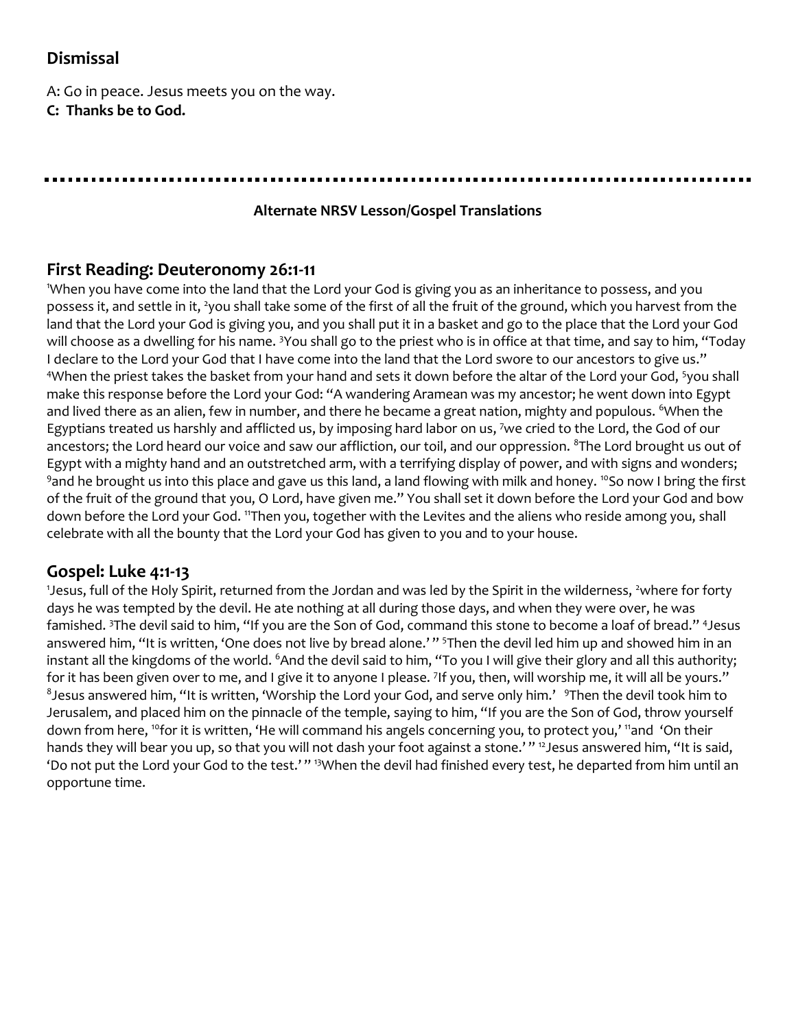## Dismissal

A: Go in peace. Jesus meets you on the way.
**C: Thanks be to God.**

---

**Alternate NRSV Lesson/Gospel Translations**

## First Reading: Deuteronomy 26:1-11

[1]When you have come into the land that the Lord your God is giving you as an inheritance to possess, and you possess it, and settle in it, [2]you shall take some of the first of all the fruit of the ground, which you harvest from the land that the Lord your God is giving you, and you shall put it in a basket and go to the place that the Lord your God will choose as a dwelling for his name. [3]You shall go to the priest who is in office at that time, and say to him, "Today I declare to the Lord your God that I have come into the land that the Lord swore to our ancestors to give us." [4]When the priest takes the basket from your hand and sets it down before the altar of the Lord your God, [5]you shall make this response before the Lord your God: "A wandering Aramean was my ancestor; he went down into Egypt and lived there as an alien, few in number, and there he became a great nation, mighty and populous. [6]When the Egyptians treated us harshly and afflicted us, by imposing hard labor on us, [7]we cried to the Lord, the God of our ancestors; the Lord heard our voice and saw our affliction, our toil, and our oppression. [8]The Lord brought us out of Egypt with a mighty hand and an outstretched arm, with a terrifying display of power, and with signs and wonders; [9]and he brought us into this place and gave us this land, a land flowing with milk and honey. [10]So now I bring the first of the fruit of the ground that you, O Lord, have given me." You shall set it down before the Lord your God and bow down before the Lord your God. [11]Then you, together with the Levites and the aliens who reside among you, shall celebrate with all the bounty that the Lord your God has given to you and to your house.

## Gospel: Luke 4:1-13

[1]Jesus, full of the Holy Spirit, returned from the Jordan and was led by the Spirit in the wilderness, [2]where for forty days he was tempted by the devil. He ate nothing at all during those days, and when they were over, he was famished. [3]The devil said to him, "If you are the Son of God, command this stone to become a loaf of bread." [4]Jesus answered him, "It is written, 'One does not live by bread alone.' " [5]Then the devil led him up and showed him in an instant all the kingdoms of the world. [6]And the devil said to him, "To you I will give their glory and all this authority; for it has been given over to me, and I give it to anyone I please. [7]If you, then, will worship me, it will all be yours." [8]Jesus answered him, "It is written, 'Worship the Lord your God, and serve only him.' [9]Then the devil took him to Jerusalem, and placed him on the pinnacle of the temple, saying to him, "If you are the Son of God, throw yourself down from here, [10]for it is written, 'He will command his angels concerning you, to protect you,' [11]and 'On their hands they will bear you up, so that you will not dash your foot against a stone.' " [12]Jesus answered him, "It is said, 'Do not put the Lord your God to the test.' " [13]When the devil had finished every test, he departed from him until an opportune time.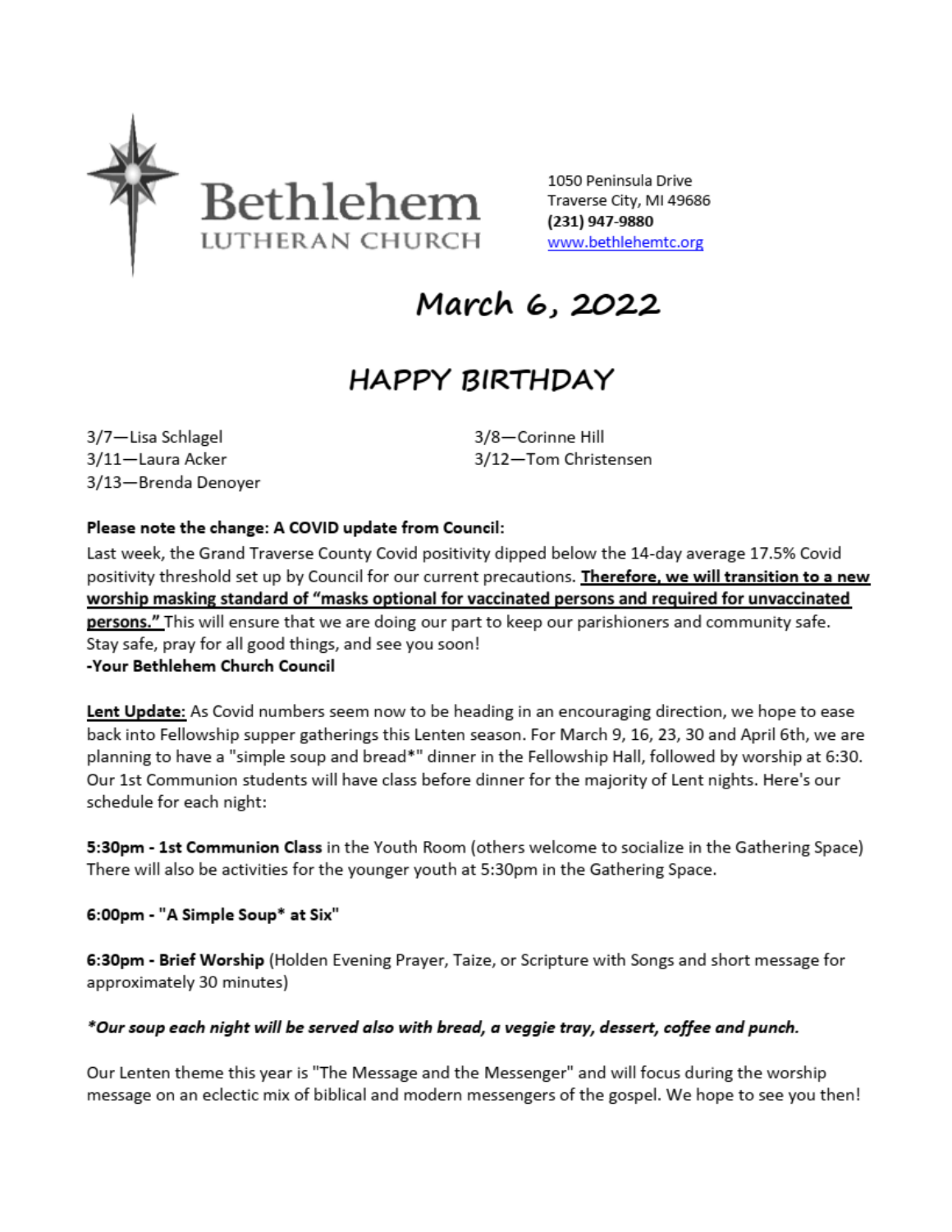Bethlehem
LUTHERAN CHURCH

1050 Peninsula Drive
Traverse City, MI 49686
**(231) 947-9880**
www.bethlehemtc.org

# March 6, 2022

## HAPPY BIRTHDAY

3/7—Lisa Schlagel
3/8—Corinne Hill
3/11—Laura Acker
3/12—Tom Christensen
3/13—Brenda Denoyer

**Please note the change: A COVID update from Council:**
Last week, the Grand Traverse County Covid positivity dipped below the 14-day average 17.5% Covid positivity threshold set up by Council for our current precautions. **Therefore, we will transition to a new worship masking standard of "masks optional for vaccinated persons and required for unvaccinated persons."** This will ensure that we are doing our part to keep our parishioners and community safe. Stay safe, pray for all good things, and see you soon!
***-Your Bethlehem Church Council***

**Lent Update:** As Covid numbers seem now to be heading in an encouraging direction, we hope to ease back into Fellowship supper gatherings this Lenten season. For March 9, 16, 23, 30 and April 6th, we are planning to have a "simple soup and bread*" dinner in the Fellowship Hall, followed by worship at 6:30. Our 1st Communion students will have class before dinner for the majority of Lent nights. Here's our schedule for each night:

**5:30pm - 1st Communion Class** in the Youth Room (others welcome to socialize in the Gathering Space) There will also be activities for the younger youth at 5:30pm in the Gathering Space.

**6:00pm - "A Simple Soup* at Six"**

**6:30pm - Brief Worship** (Holden Evening Prayer, Taize, or Scripture with Songs and short message for approximately 30 minutes)

***Our soup each night will be served also with bread, a veggie tray, dessert, coffee and punch.***

Our Lenten theme this year is "The Message and the Messenger" and will focus during the worship message on an eclectic mix of biblical and modern messengers of the gospel. We hope to see you then!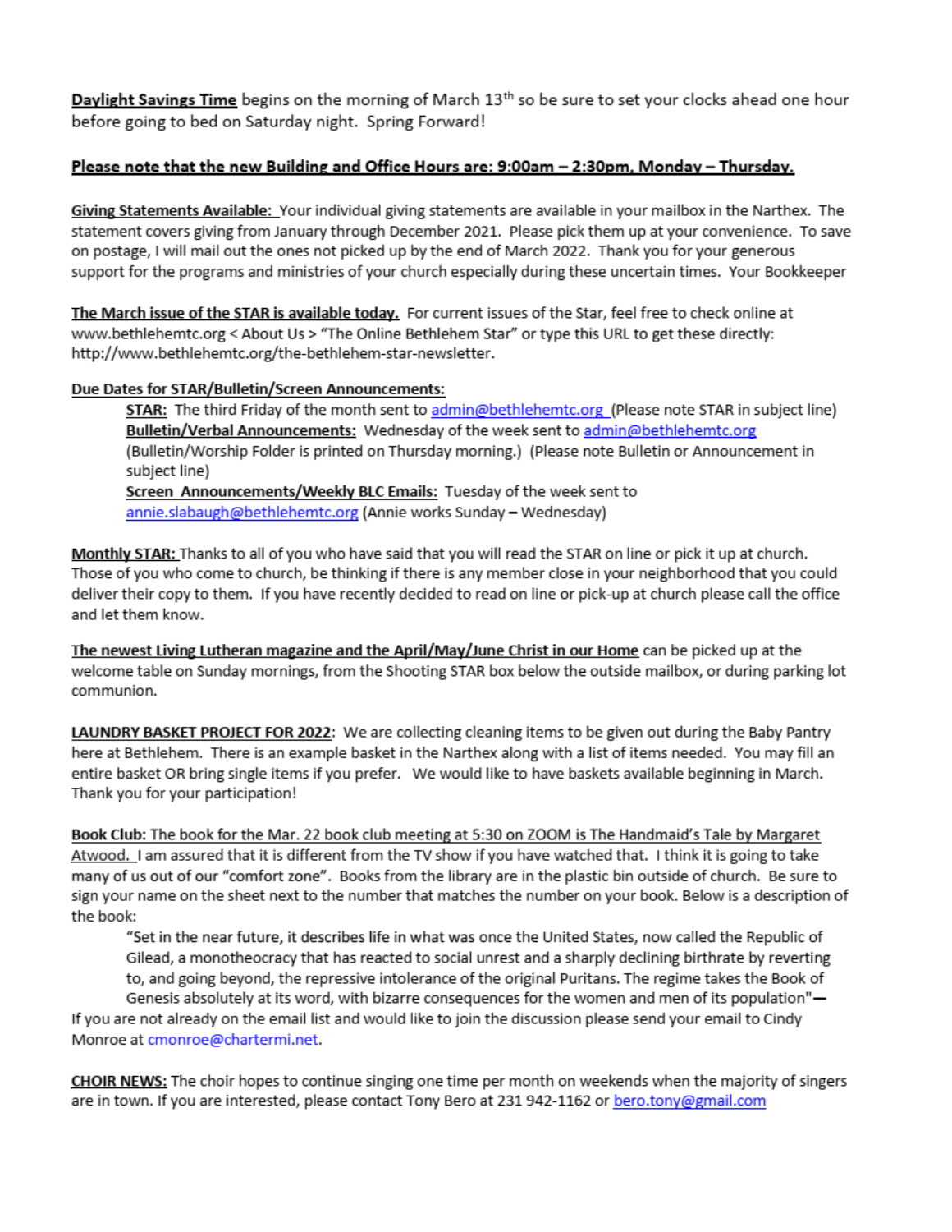**Daylight Savings Time** begins on the morning of March 13th so be sure to set your clocks ahead one hour before going to bed on Saturday night. Spring Forward!

**Please note that the new Building and Office Hours are: 9:00am – 2:30pm, Monday – Thursday.**

**Giving Statements Available:** Your individual giving statements are available in your mailbox in the Narthex. The statement covers giving from January through December 2021. Please pick them up at your convenience. To save on postage, I will mail out the ones not picked up by the end of March 2022. Thank you for your generous support for the programs and ministries of your church especially during these uncertain times. Your Bookkeeper

**The March issue of the STAR is available today.** For current issues of the Star, feel free to check online at www.bethlehemtc.org < About Us > "The Online Bethlehem Star" or type this URL to get these directly: http://www.bethlehemtc.org/the-bethlehem-star-newsletter.

**Due Dates for STAR/Bulletin/Screen Announcements:**

> **STAR:** The third Friday of the month sent to admin@bethlehemtc.org (Please note STAR in subject line)
> **Bulletin/Verbal Announcements:** Wednesday of the week sent to admin@bethlehemtc.org (Bulletin/Worship Folder is printed on Thursday morning.) (Please note Bulletin or Announcement in subject line)
> **Screen Announcements/Weekly BLC Emails:** Tuesday of the week sent to annie.slabaugh@bethlehemtc.org (Annie works Sunday – Wednesday)

**Monthly STAR:** Thanks to all of you who have said that you will read the STAR on line or pick it up at church. Those of you who come to church, be thinking if there is any member close in your neighborhood that you could deliver their copy to them. If you have recently decided to read on line or pick-up at church please call the office and let them know.

**The newest Living Lutheran magazine and the April/May/June Christ in our Home** can be picked up at the welcome table on Sunday mornings, from the Shooting STAR box below the outside mailbox, or during parking lot communion.

**LAUNDRY BASKET PROJECT FOR 2022**: We are collecting cleaning items to be given out during the Baby Pantry here at Bethlehem. There is an example basket in the Narthex along with a list of items needed. You may fill an entire basket OR bring single items if you prefer. We would like to have baskets available beginning in March. Thank you for your participation!

**Book Club:** The book for the Mar. 22 book club meeting at 5:30 on ZOOM is The Handmaid's Tale by Margaret Atwood. I am assured that it is different from the TV show if you have watched that. I think it is going to take many of us out of our "comfort zone". Books from the library are in the plastic bin outside of church. Be sure to sign your name on the sheet next to the number that matches the number on your book. Below is a description of the book:

> "Set in the near future, it describes life in what was once the United States, now called the Republic of Gilead, a monotheocracy that has reacted to social unrest and a sharply declining birthrate by reverting to, and going beyond, the repressive intolerance of the original Puritans. The regime takes the Book of Genesis absolutely at its word, with bizarre consequences for the women and men of its population"—

If you are not already on the email list and would like to join the discussion please send your email to Cindy Monroe at cmonroe@chartermi.net.

**CHOIR NEWS:** The choir hopes to continue singing one time per month on weekends when the majority of singers are in town. If you are interested, please contact Tony Bero at 231 942-1162 or bero.tony@gmail.com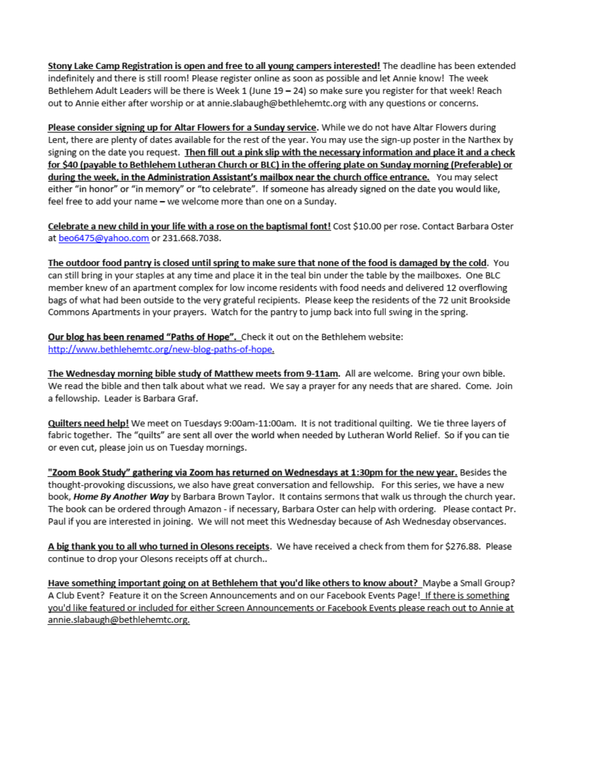**Stony Lake Camp Registration is open and free to all young campers interested!** The deadline has been extended indefinitely and there is still room! Please register online as soon as possible and let Annie know! The week Bethlehem Adult Leaders will be there is Week 1 (June 19 – 24) so make sure you register for that week! Reach out to Annie either after worship or at annie.slabaugh@bethlehemtc.org with any questions or concerns.

**Please consider signing up for Altar Flowers for a Sunday service.** While we do not have Altar Flowers during Lent, there are plenty of dates available for the rest of the year. You may use the sign-up poster in the Narthex by signing on the date you request. **Then fill out a pink slip with the necessary information and place it and a check for $40 (payable to Bethlehem Lutheran Church or BLC) in the offering plate on Sunday morning (Preferable) or during the week, in the Administration Assistant's mailbox near the church office entrance.** You may select either "in honor" or "in memory" or "to celebrate". If someone has already signed on the date you would like, feel free to add your name – we welcome more than one on a Sunday.

**Celebrate a new child in your life with a rose on the baptismal font!** Cost $10.00 per rose. Contact Barbara Oster at beo6475@yahoo.com or 231.668.7038.

**The outdoor food pantry is closed until spring to make sure that none of the food is damaged by the cold.** You can still bring in your staples at any time and place it in the teal bin under the table by the mailboxes. One BLC member knew of an apartment complex for low income residents with food needs and delivered 12 overflowing bags of what had been outside to the very grateful recipients. Please keep the residents of the 72 unit Brookside Commons Apartments in your prayers. Watch for the pantry to jump back into full swing in the spring.

**Our blog has been renamed "Paths of Hope".** Check it out on the Bethlehem website: http://www.bethlehemtc.org/new-blog-paths-of-hope.

**The Wednesday morning bible study of Matthew meets from 9-11am.** All are welcome. Bring your own bible. We read the bible and then talk about what we read. We say a prayer for any needs that are shared. Come. Join a fellowship. Leader is Barbara Graf.

**Quilters need help!** We meet on Tuesdays 9:00am-11:00am. It is not traditional quilting. We tie three layers of fabric together. The "quilts" are sent all over the world when needed by Lutheran World Relief. So if you can tie or even cut, please join us on Tuesday mornings.

**"Zoom Book Study" gathering via Zoom has returned on Wednesdays at 1:30pm for the new year.** Besides the thought-provoking discussions, we also have great conversation and fellowship. For this series, we have a new book, ***Home By Another Way*** by Barbara Brown Taylor. It contains sermons that walk us through the church year. The book can be ordered through Amazon - if necessary, Barbara Oster can help with ordering. Please contact Pr. Paul if you are interested in joining. We will not meet this Wednesday because of Ash Wednesday observances.

**A big thank you to all who turned in Olesons receipts.** We have received a check from them for $276.88. Please continue to drop your Olesons receipts off at church..

**Have something important going on at Bethlehem that you'd like others to know about?** Maybe a Small Group? A Club Event? Feature it on the Screen Announcements and on our Facebook Events Page! If there is something you'd like featured or included for either Screen Announcements or Facebook Events please reach out to Annie at annie.slabaugh@bethlehemtc.org.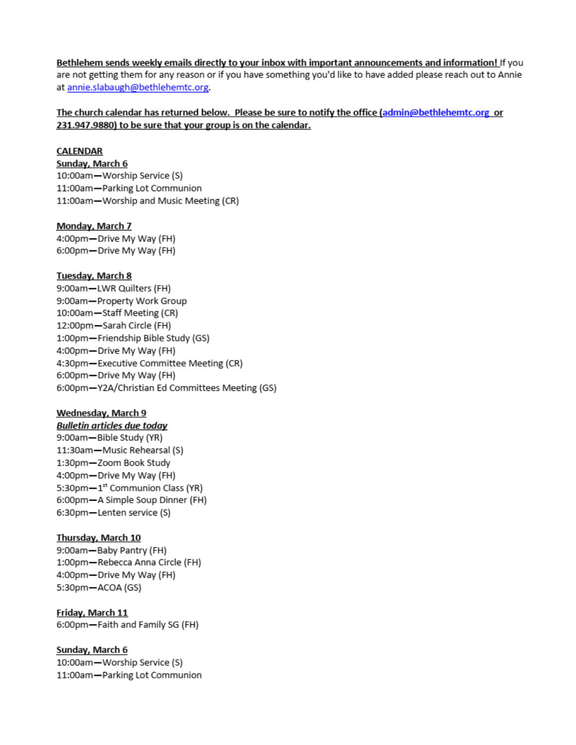**Bethlehem sends weekly emails directly to your inbox with important announcements and information!** If you are not getting them for any reason or if you have something you'd like to have added please reach out to Annie at annie.slabaugh@bethlehemtc.org.

**The church calendar has returned below. Please be sure to notify the office (admin@bethlehemtc.org or 231.947.9880) to be sure that your group is on the calendar.**

**CALENDAR**

**Sunday, March 6**
10:00am—Worship Service (S)
11:00am—Parking Lot Communion
11:00am—Worship and Music Meeting (CR)

**Monday, March 7**
4:00pm—Drive My Way (FH)
6:00pm—Drive My Way (FH)

**Tuesday, March 8**
9:00am—LWR Quilters (FH)
9:00am—Property Work Group
10:00am—Staff Meeting (CR)
12:00pm—Sarah Circle (FH)
1:00pm—Friendship Bible Study (GS)
4:00pm—Drive My Way (FH)
4:30pm—Executive Committee Meeting (CR)
6:00pm—Drive My Way (FH)
6:00pm—Y2A/Christian Ed Committees Meeting (GS)

**Wednesday, March 9**
***Bulletin articles due today***
9:00am—Bible Study (YR)
11:30am—Music Rehearsal (S)
1:30pm—Zoom Book Study
4:00pm—Drive My Way (FH)
5:30pm—1st Communion Class (YR)
6:00pm—A Simple Soup Dinner (FH)
6:30pm—Lenten service (S)

**Thursday, March 10**
9:00am—Baby Pantry (FH)
1:00pm—Rebecca Anna Circle (FH)
4:00pm—Drive My Way (FH)
5:30pm—ACOA (GS)

**Friday, March 11**
6:00pm—Faith and Family SG (FH)

**Sunday, March 6**
10:00am—Worship Service (S)
11:00am—Parking Lot Communion